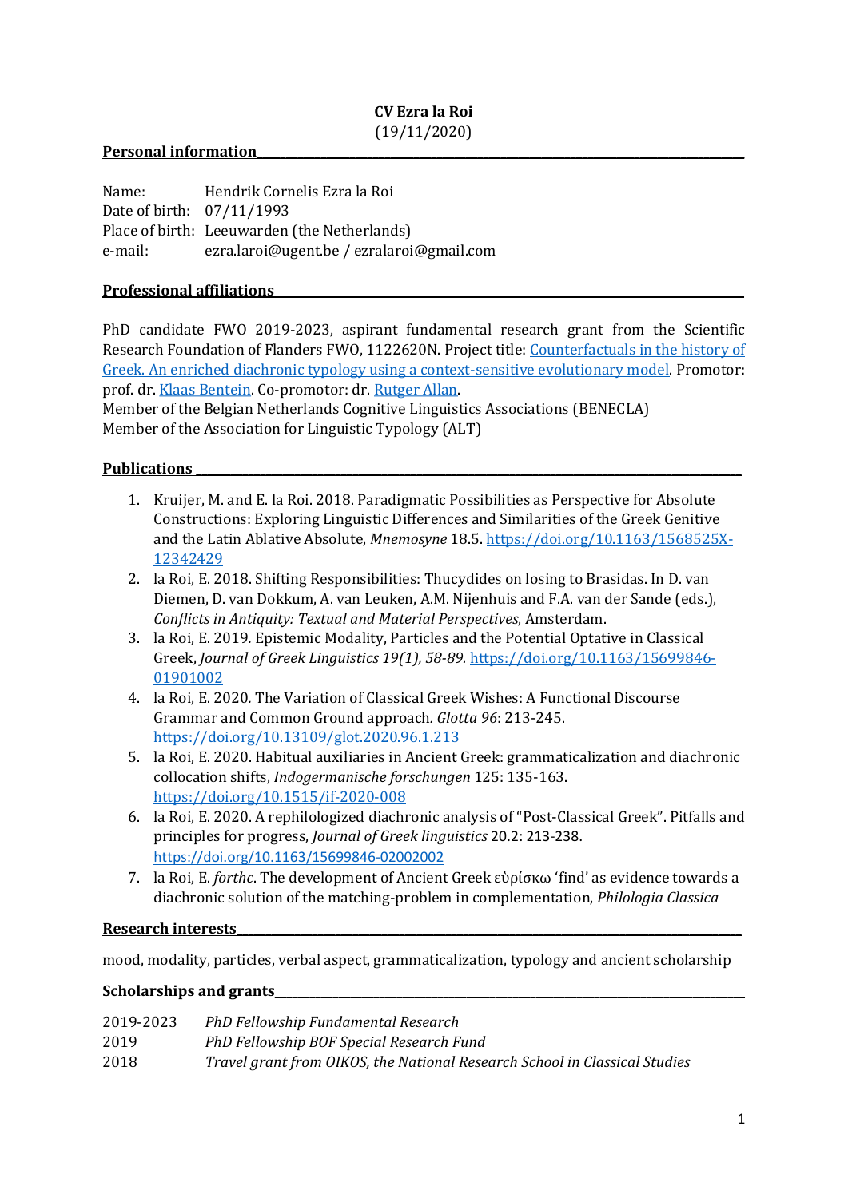# CV Ezra la Roi

(19/11/2020)

## Personal information

Name: Hendrik Cornelis Ezra la Roi
Date of birth: 07/11/1993
Place of birth: Leeuwarden (the Netherlands)
e-mail: ezra.laroi@ugent.be / ezralaroi@gmail.com

## Professional affiliations

PhD candidate FWO 2019-2023, aspirant fundamental research grant from the Scientific Research Foundation of Flanders FWO, 1122620N. Project title: Counterfactuals in the history of Greek. An enriched diachronic typology using a context-sensitive evolutionary model. Promotor: prof. dr. Klaas Bentein. Co-promotor: dr. Rutger Allan.
Member of the Belgian Netherlands Cognitive Linguistics Associations (BENECLA)
Member of the Association for Linguistic Typology (ALT)

## Publications

1. Kruijer, M. and E. la Roi. 2018. Paradigmatic Possibilities as Perspective for Absolute Constructions: Exploring Linguistic Differences and Similarities of the Greek Genitive and the Latin Ablative Absolute, *Mnemosyne* 18.5. https://doi.org/10.1163/1568525X-12342429
2. la Roi, E. 2018. Shifting Responsibilities: Thucydides on losing to Brasidas. In D. van Diemen, D. van Dokkum, A. van Leuken, A.M. Nijenhuis and F.A. van der Sande (eds.), *Conflicts in Antiquity: Textual and Material Perspectives*, Amsterdam.
3. la Roi, E. 2019*.* Epistemic Modality, Particles and the Potential Optative in Classical Greek, *Journal of Greek Linguistics 19(1), 58-89.* https://doi.org/10.1163/15699846-01901002
4. la Roi, E. 2020. The Variation of Classical Greek Wishes: A Functional Discourse Grammar and Common Ground approach*. Glotta 96*: 213-245. https://doi.org/10.13109/glot.2020.96.1.213
5. la Roi, E. 2020. Habitual auxiliaries in Ancient Greek: grammaticalization and diachronic collocation shifts, *Indogermanische forschungen* 125: 135-163. https://doi.org/10.1515/if-2020-008
6. la Roi, E. 2020. A rephilologized diachronic analysis of "Post-Classical Greek". Pitfalls and principles for progress, *Journal of Greek linguistics* 20.2: 213-238. https://doi.org/10.1163/15699846-02002002
7. la Roi, E. *forthc*. The development of Ancient Greek εὑρίσκω 'find' as evidence towards a diachronic solution of the matching-problem in complementation, *Philologia Classica*

## Research interests

mood, modality, particles, verbal aspect, grammaticalization, typology and ancient scholarship

## Scholarships and grants

2019-2023 *PhD Fellowship Fundamental Research*
2019 *PhD Fellowship BOF Special Research Fund*
2018 *Travel grant from OIKOS, the National Research School in Classical Studies*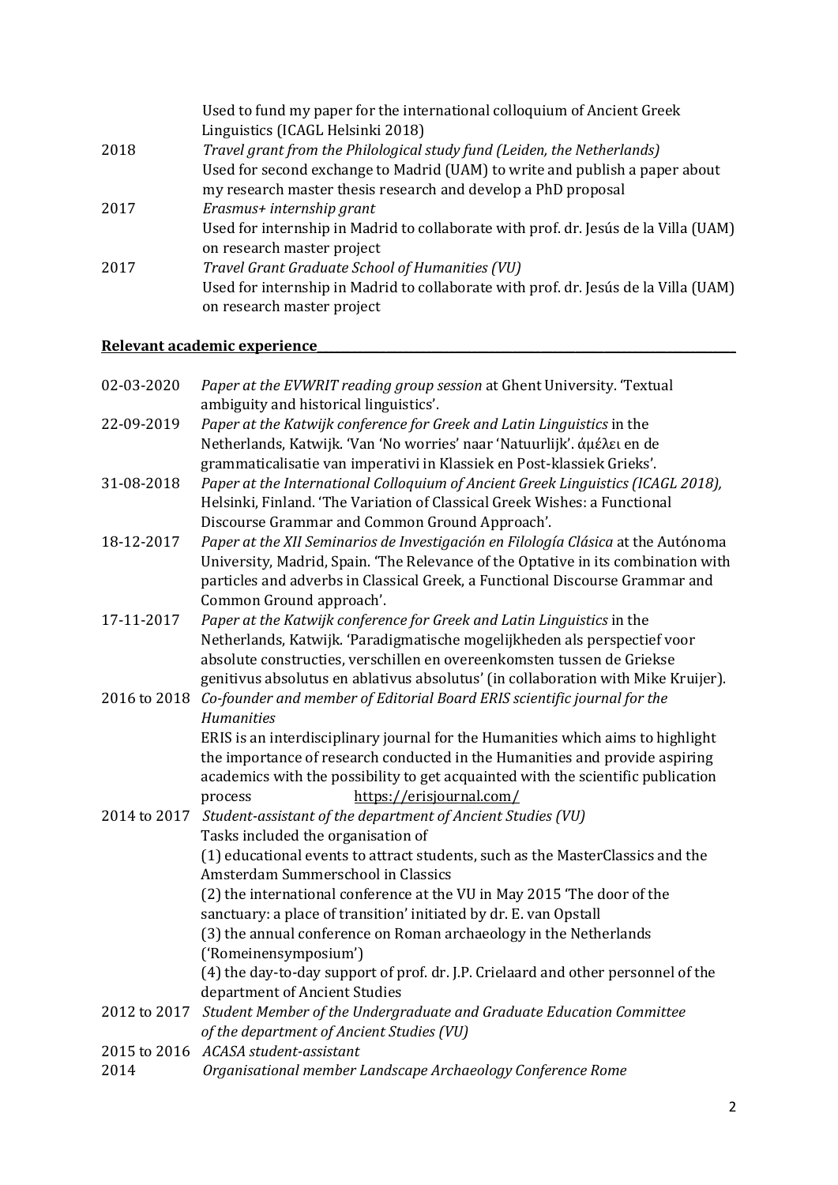| | |
|---|---|
| | Used to fund my paper for the international colloquium of Ancient Greek Linguistics (ICAGL Helsinki 2018) |
| 2018 | *Travel grant from the Philological study fund (Leiden, the Netherlands)* <br> Used for second exchange to Madrid (UAM) to write and publish a paper about my research master thesis research and develop a PhD proposal |
| 2017 | *Erasmus+ internship grant* <br> Used for internship in Madrid to collaborate with prof. dr. Jesús de la Villa (UAM) on research master project |
| 2017 | *Travel Grant Graduate School of Humanities (VU)* <br> Used for internship in Madrid to collaborate with prof. dr. Jesús de la Villa (UAM) on research master project |

## Relevant academic experience

| | |
|---|---|
| 02-03-2020 | *Paper at the EVWRIT reading group session* at Ghent University. 'Textual ambiguity and historical linguistics'. |
| 22-09-2019 | *Paper at the Katwijk conference for Greek and Latin Linguistics* in the Netherlands, Katwijk. 'Van 'No worries' naar 'Natuurlijk'. ἀμέλει en de grammaticalisatie van imperativi in Klassiek en Post-klassiek Grieks'. |
| 31-08-2018 | *Paper at the International Colloquium of Ancient Greek Linguistics (ICAGL 2018),* Helsinki, Finland. 'The Variation of Classical Greek Wishes: a Functional Discourse Grammar and Common Ground Approach'. |
| 18-12-2017 | *Paper at the XII Seminarios de Investigación en Filología Clásica* at the Autónoma University, Madrid, Spain. 'The Relevance of the Optative in its combination with particles and adverbs in Classical Greek, a Functional Discourse Grammar and Common Ground approach'. |
| 17-11-2017 | *Paper at the Katwijk conference for Greek and Latin Linguistics* in the Netherlands, Katwijk. 'Paradigmatische mogelijkheden als perspectief voor absolute constructies, verschillen en overeenkomsten tussen de Griekse genitivus absolutus en ablativus absolutus' (in collaboration with Mike Kruijer). |
| 2016 to 2018 | *Co-founder and member of Editorial Board ERIS scientific journal for the Humanities* <br> ERIS is an interdisciplinary journal for the Humanities which aims to highlight the importance of research conducted in the Humanities and provide aspiring academics with the possibility to get acquainted with the scientific publication process https://erisjournal.com/ |
| 2014 to 2017 | *Student-assistant of the department of Ancient Studies (VU)* <br> Tasks included the organisation of <br> (1) educational events to attract students, such as the MasterClassics and the Amsterdam Summerschool in Classics <br> (2) the international conference at the VU in May 2015 'The door of the sanctuary: a place of transition' initiated by dr. E. van Opstall <br> (3) the annual conference on Roman archaeology in the Netherlands ('Romeinensymposium') <br> (4) the day-to-day support of prof. dr. J.P. Crielaard and other personnel of the department of Ancient Studies |
| 2012 to 2017 | *Student Member of the Undergraduate and Graduate Education Committee of the department of Ancient Studies (VU)* |
| 2015 to 2016 | *ACASA student-assistant* |
| 2014 | *Organisational member Landscape Archaeology Conference Rome* |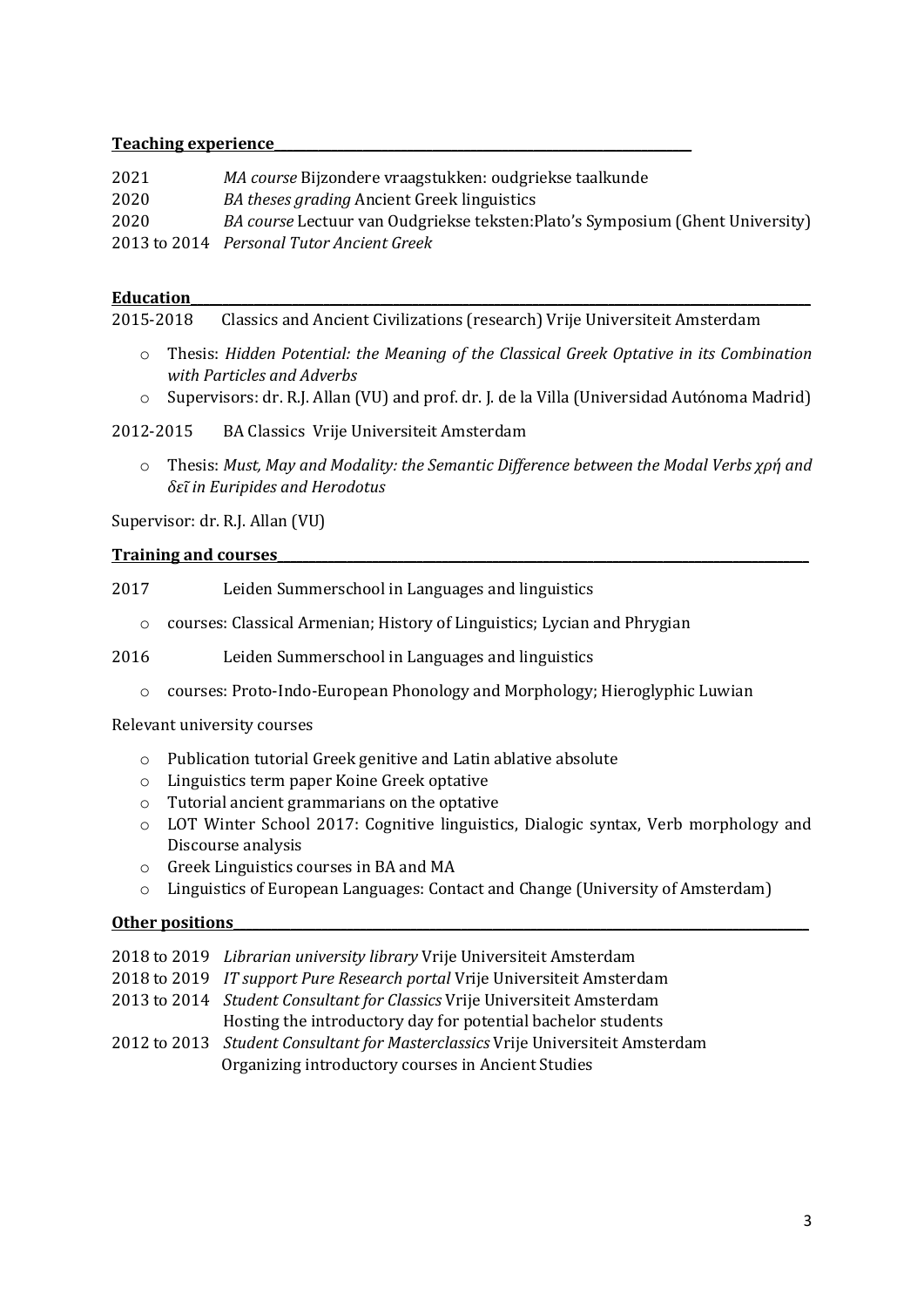## Teaching experience

2021 *MA course* Bijzondere vraagstukken: oudgriekse taalkunde
2020 *BA theses grading* Ancient Greek linguistics
2020 *BA course* Lectuur van Oudgriekse teksten:Plato's Symposium (Ghent University)
2013 to 2014 *Personal Tutor Ancient Greek*

## Education

2015-2018 Classics and Ancient Civilizations (research) Vrije Universiteit Amsterdam

- Thesis: *Hidden Potential: the Meaning of the Classical Greek Optative in its Combination with Particles and Adverbs*
- Supervisors: dr. R.J. Allan (VU) and prof. dr. J. de la Villa (Universidad Autónoma Madrid)

2012-2015 BA Classics Vrije Universiteit Amsterdam

- Thesis: *Must, May and Modality: the Semantic Difference between the Modal Verbs χρή and δεῖ in Euripides and Herodotus*

Supervisor: dr. R.J. Allan (VU)

## Training and courses

2017 Leiden Summerschool in Languages and linguistics

- courses: Classical Armenian; History of Linguistics; Lycian and Phrygian

2016 Leiden Summerschool in Languages and linguistics

- courses: Proto-Indo-European Phonology and Morphology; Hieroglyphic Luwian

Relevant university courses

- Publication tutorial Greek genitive and Latin ablative absolute
- Linguistics term paper Koine Greek optative
- Tutorial ancient grammarians on the optative
- LOT Winter School 2017: Cognitive linguistics, Dialogic syntax, Verb morphology and Discourse analysis
- Greek Linguistics courses in BA and MA
- Linguistics of European Languages: Contact and Change (University of Amsterdam)

## Other positions

2018 to 2019 *Librarian university library* Vrije Universiteit Amsterdam
2018 to 2019 *IT support Pure Research portal* Vrije Universiteit Amsterdam
2013 to 2014 *Student Consultant for Classics* Vrije Universiteit Amsterdam
Hosting the introductory day for potential bachelor students
2012 to 2013 *Student Consultant for Masterclassics* Vrije Universiteit Amsterdam
Organizing introductory courses in Ancient Studies